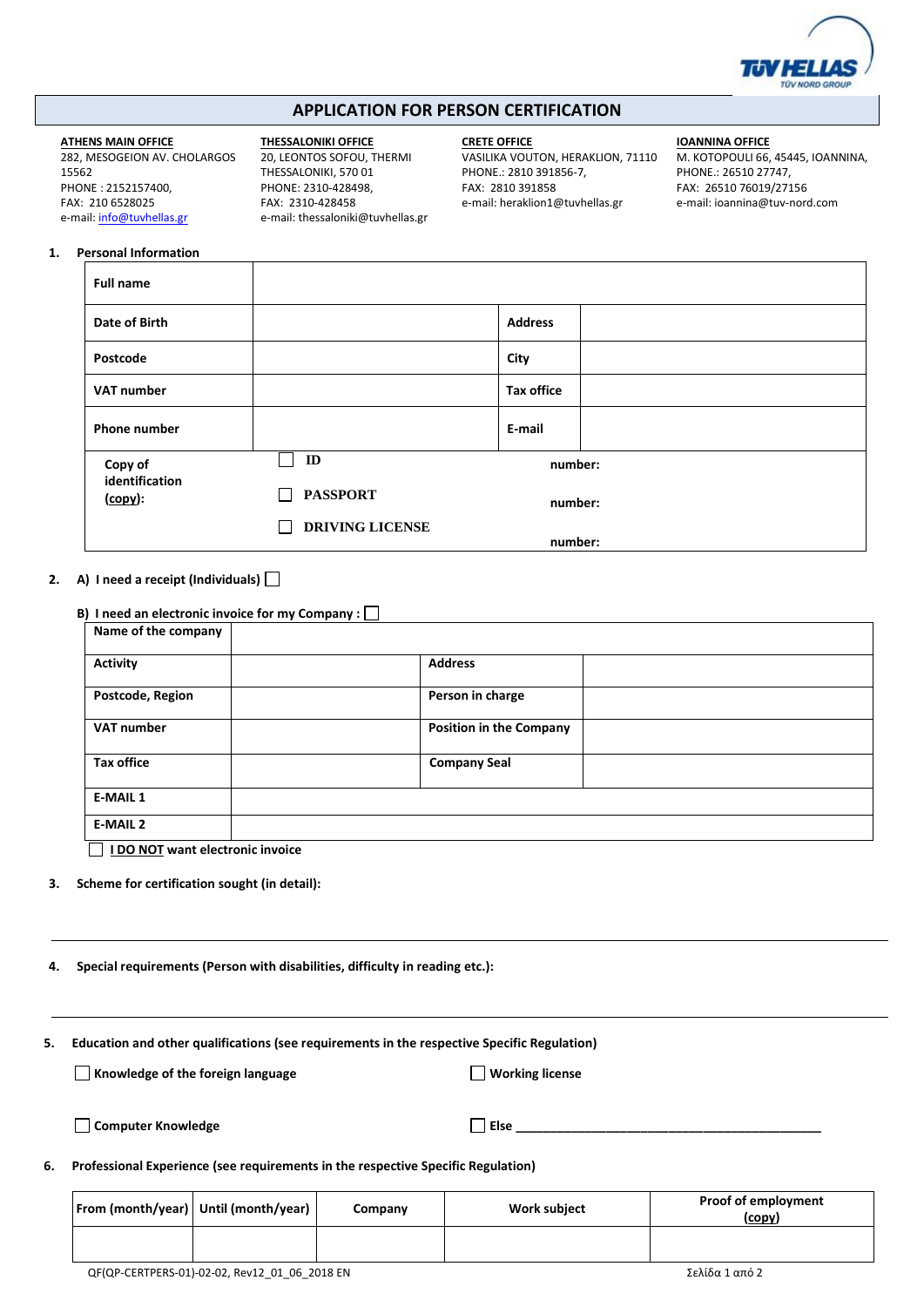# APPLICATION FOR PERSON CERTIFICATION

**ATHENS MAIN OFFICE**
282, MESOGEION AV. CHOLARGOS 15562
PHONE : 2152157400,
FAX: 210 6528025
e-mail: info@tuvhellas.gr

**THESSALONIKI OFFICE**
20, LEONTOS SOFOU, THERMI
THESSALONIKI, 570 01
PHONE: 2310-428498,
FAX: 2310-428458
e-mail: thessaloniki@tuvhellas.gr

**CRETE OFFICE**
VASILIKA VOUTON, HERAKLION, 71110
PHONE.: 2810 391856-7,
FAX: 2810 391858
e-mail: heraklion1@tuvhellas.gr

**IOANNINA OFFICE**
M. KOTOPOULI 66, 45445, IOANNINA,
PHONE.: 26510 27747,
FAX: 26510 76019/27156
e-mail: ioannina@tuv-nord.com

## 1. Personal Information

| **Full name** | | | |
|---|---|---|---|
| **Date of Birth** | | **Address** | |
| **Postcode** | | **City** | |
| **VAT number** | | **Tax office** | |
| **Phone number** | | **E-mail** | |
| **Copy of identification (copy):** | ☐ **ID** | **number:** | |
| | ☐ **PASSPORT** | **number:** | |
| | ☐ **DRIVING LICENSE** | **number:** | |

## 2. A) I need a receipt (Individuals) ☐

**B) I need an electronic invoice for my Company :** ☐

| **Name of the company** | | | |
|---|---|---|---|
| **Activity** | | **Address** | |
| **Postcode, Region** | | **Person in charge** | |
| **VAT number** | | **Position in the Company** | |
| **Tax office** | | **Company Seal** | |
| **E-MAIL 1** | | | |
| **E-MAIL 2** | | | |

☐ **I DO NOT want electronic invoice**

## 3. Scheme for certification sought (in detail):

---

## 4. Special requirements (Person with disabilities, difficulty in reading etc.):

---

## 5. Education and other qualifications (see requirements in the respective Specific Regulation)

☐ **Knowledge of the foreign language**

☐ **Working license**

☐ **Computer Knowledge**

☐ **Else** ____________________________________________

## 6. Professional Experience (see requirements in the respective Specific Regulation)

| From (month/year) | Until (month/year) | Company | Work subject | Proof of employment (copy) |
|---|---|---|---|---|
| | | | | |

QF(QP-CERTPERS-01)-02-02, Rev12_01_06_2018 EN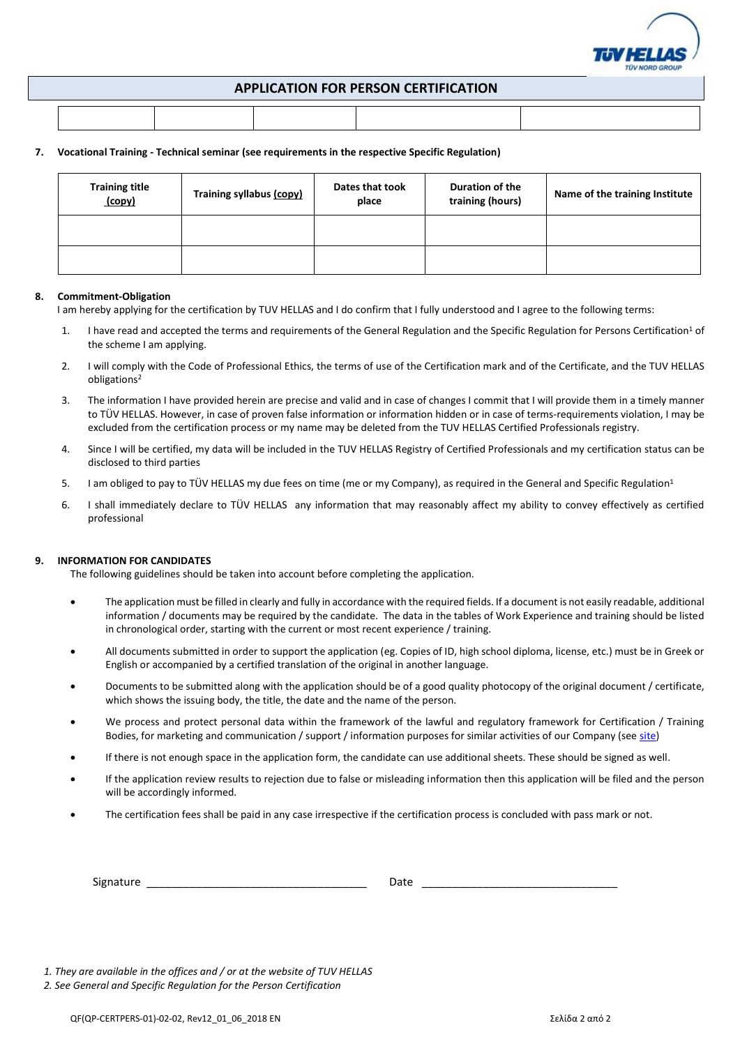## APPLICATION FOR PERSON CERTIFICATION

| | | | | |
|---|---|---|---|---|
| | | | | |

**7. Vocational Training - Technical seminar (see requirements in the respective Specific Regulation)**

| Training title (copy) | Training syllabus (copy) | Dates that took place | Duration of the training (hours) | Name of the training Institute |
|---|---|---|---|---|
| | | | | |
| | | | | |

**8. Commitment-Obligation**

I am hereby applying for the certification by TUV HELLAS and I do confirm that I fully understood and I agree to the following terms:

1. I have read and accepted the terms and requirements of the General Regulation and the Specific Regulation for Persons Certification[1] of the scheme I am applying.
2. I will comply with the Code of Professional Ethics, the terms of use of the Certification mark and of the Certificate, and the TUV HELLAS obligations[2]
3. The information I have provided herein are precise and valid and in case of changes I commit that I will provide them in a timely manner to TÜV HELLAS. However, in case of proven false information or information hidden or in case of terms-requirements violation, I may be excluded from the certification process or my name may be deleted from the TUV HELLAS Certified Professionals registry.
4. Since I will be certified, my data will be included in the TUV HELLAS Registry of Certified Professionals and my certification status can be disclosed to third parties
5. I am obliged to pay to TÜV HELLAS my due fees on time (me or my Company), as required in the General and Specific Regulation[1]
6. I shall immediately declare to TÜV HELLAS any information that may reasonably affect my ability to convey effectively as certified professional

**9. INFORMATION FOR CANDIDATES**

The following guidelines should be taken into account before completing the application.

- The application must be filled in clearly and fully in accordance with the required fields. If a document is not easily readable, additional information / documents may be required by the candidate. The data in the tables of Work Experience and training should be listed in chronological order, starting with the current or most recent experience / training.
- All documents submitted in order to support the application (eg. Copies of ID, high school diploma, license, etc.) must be in Greek or English or accompanied by a certified translation of the original in another language.
- Documents to be submitted along with the application should be of a good quality photocopy of the original document / certificate, which shows the issuing body, the title, the date and the name of the person.
- We process and protect personal data within the framework of the lawful and regulatory framework for Certification / Training Bodies, for marketing and communication / support / information purposes for similar activities of our Company (see site)
- If there is not enough space in the application form, the candidate can use additional sheets. These should be signed as well.
- If the application review results to rejection due to false or misleading information then this application will be filed and the person will be accordingly informed.
- The certification fees shall be paid in any case irrespective if the certification process is concluded with pass mark or not.

Signature ___________________________________ Date ________________________________

*1. They are available in the offices and / or at the website of TUV HELLAS*

*2. See General and Specific Regulation for the Person Certification*

QF(QP-CERTPERS-01)-02-02, Rev12_01_06_2018 EN